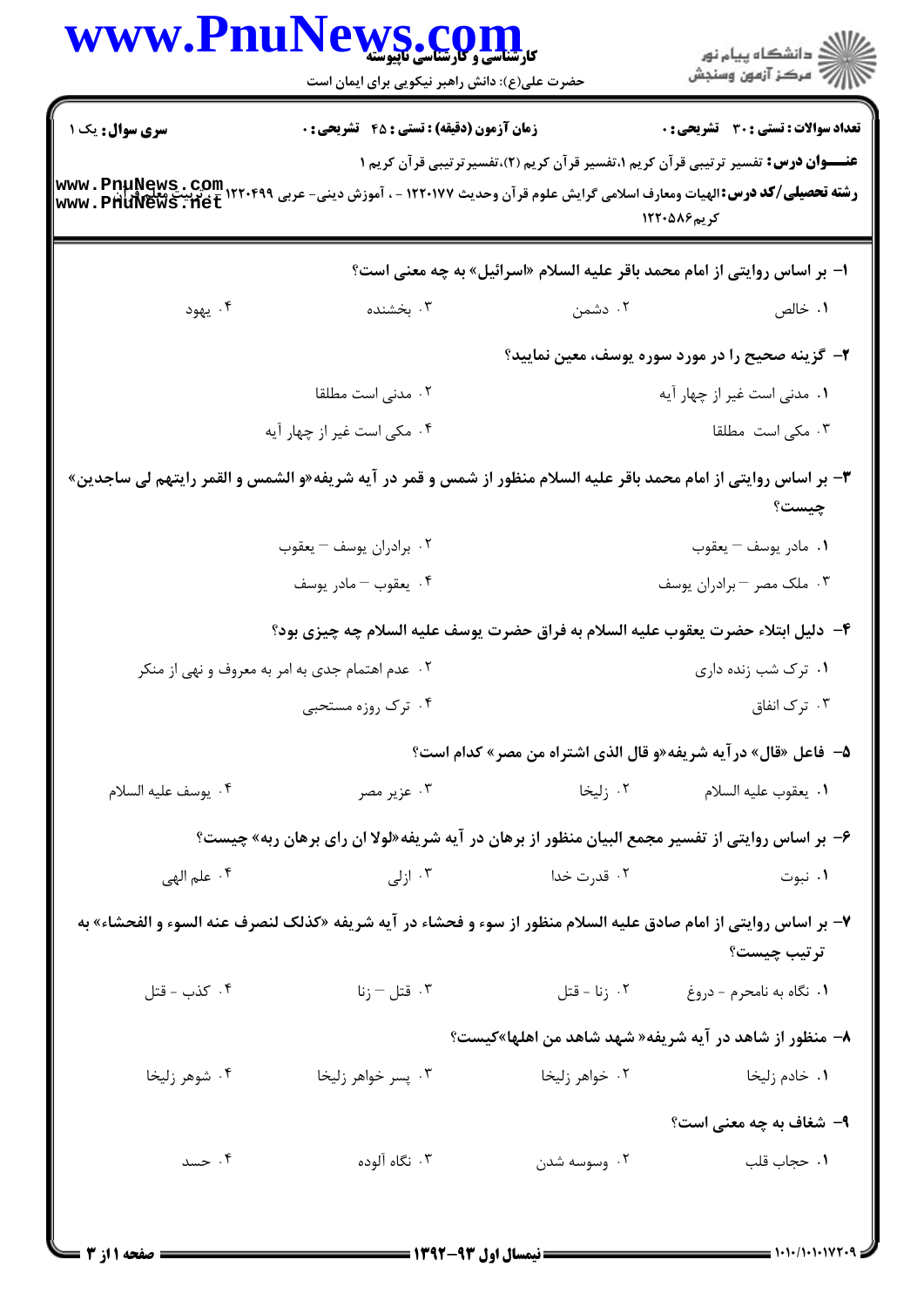کارشناسی و کارشناسی ناپیوسته

حضرت علی(ع): دانش راهبر نیکویی برای ایمان است

دانشگاه پیام نور
مرکز آزمون وسنجش

**سری سوال:** یک ۱ | **زمان آزمون (دقیقه) : تستی : ۴۵ تشریحی : ۰** | **تعداد سوالات : تستی : ۳۰ تشریحی : ۰**

**عنـــوان درس:** تفسیر ترتیبی قرآن کریم ۱،تفسیر قرآن کریم (۲)،تفسیرترتیبی قرآن کریم ۱

**رشته تحصیلی/کد درس:** الهیات ومعارف اسلامی گرایش علوم قرآن وحدیث ۱۲۲۰۱۷۷ - ، آموزش دینی- عربی ۱۲۲۰۴۹۹ - ، تربیت معلم قرآن کریم ۱۲۲۰۵۸۶

**۱- بر اساس روایتی از امام محمد باقر علیه السلام «اسرائیل» به چه معنی است؟**

۱. خالص
۲. دشمن
۳. بخشنده
۴. یهود

**۲- گزینه صحیح را در مورد سوره یوسف، معین نمایید؟**

۱. مدنی است غیر از چهار آیه
۲. مدنی است مطلقا
۳. مکی است مطلقا
۴. مکی است غیر از چهار آیه

**۳- بر اساس روایتی از امام محمد باقر علیه السلام منظور از شمس و قمر در آیه شریفه«و الشمس و القمر رایتهم لی ساجدین» چیست؟**

۱. مادر یوسف – یعقوب
۲. برادران یوسف – یعقوب
۳. ملک مصر – برادران یوسف
۴. یعقوب – مادر یوسف

**۴- دلیل ابتلاء حضرت یعقوب علیه السلام به فراق حضرت یوسف علیه السلام چه چیزی بود؟**

۱. ترک شب زنده داری
۲. عدم اهتمام جدی به امر به معروف و نهی از منکر
۳. ترک انفاق
۴. ترک روزه مستحبی

**۵- فاعل «قال» درآیه شریفه«و قال الذی اشتراه من مصر» کدام است؟**

۱. یعقوب علیه السلام
۲. زلیخا
۳. عزیز مصر
۴. یوسف علیه السلام

**۶- بر اساس روایتی از تفسیر مجمع البیان منظور از برهان در آیه شریفه«لولا ان رای برهان ربه» چیست؟**

۱. نبوت
۲. قدرت خدا
۳. ازلی
۴. علم الهی

**۷- بر اساس روایتی از امام صادق علیه السلام منظور از سوء و فحشاء در آیه شریفه «کذلک لنصرف عنه السوء و الفحشاء» به ترتیب چیست؟**

۱. نگاه به نامحرم - دروغ
۲. زنا - قتل
۳. قتل – زنا
۴. کذب - قتل

**۸- منظور از شاهد در آیه شریفه« شهد شاهد من اهلها»کیست؟**

۱. خادم زلیخا
۲. خواهر زلیخا
۳. پسر خواهر زلیخا
۴. شوهر زلیخا

**۹- شغاف به چه معنی است؟**

۱. حجاب قلب
۲. وسوسه شدن
۳. نگاه آلوده
۴. حسد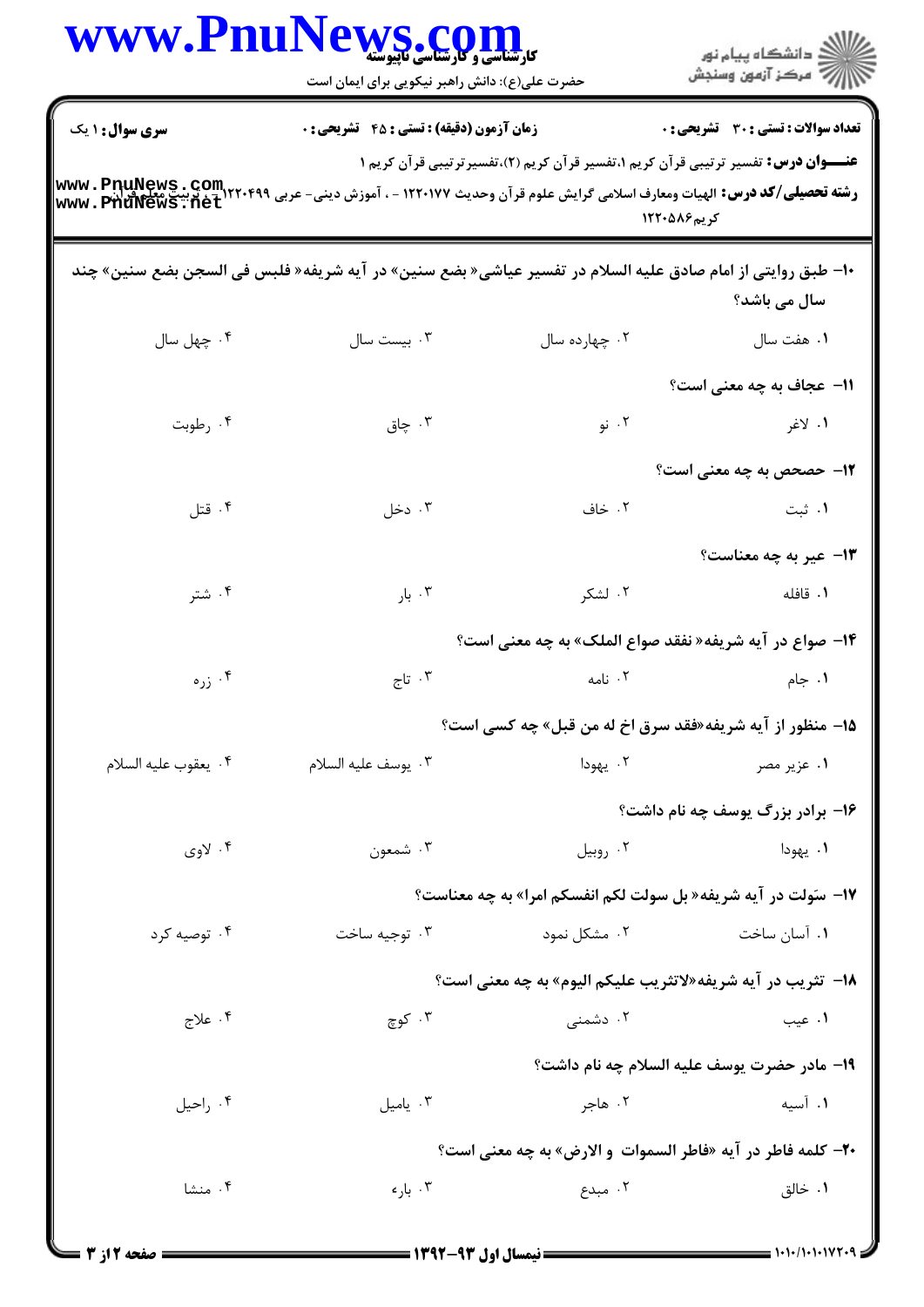**سری سوال:** ۱ یک

**زمان آزمون (دقیقه) : تستی : ۴۵ تشریحی : ۰**

**تعداد سوالات : تستی : ۳۰ تشریحی : ۰**

**عنـــوان درس:** تفسیر ترتیبی قرآن کریم ۱،تفسیر قرآن کریم (۲)،تفسیرترتیبی قرآن کریم ۱

**رشته تحصیلی/کد درس:** الهیات ومعارف اسلامی گرایش علوم قرآن وحدیث ۱۲۲۰۱۷۷ - ، آموزش دینی- عربی ۱۲۲۰۴۹۹ - ، تربیت معلم قرآن کریم۱۲۲۰۵۸۶

۱۰- طبق روایتی از امام صادق علیه السلام در تفسیر عیاشی« بضع سنین» در آیه شریفه« فلبس فی السجن بضع سنین» چند سال می باشد؟

۱. هفت سال
۲. چهارده سال
۳. بیست سال
۴. چهل سال

۱۱- عجاف به چه معنی است؟

۱. لاغر
۲. نو
۳. چاق
۴. رطوبت

۱۲- حصحص به چه معنی است؟

۱. ثبت
۲. خاف
۳. دخل
۴. قتل

۱۳- عیر به چه معناست؟

۱. قافله
۲. لشکر
۳. بار
۴. شتر

۱۴- صواع در آیه شریفه« نفقد صواع الملک» به چه معنی است؟

۱. جام
۲. نامه
۳. تاج
۴. زره

۱۵- منظور از آیه شریفه«فقد سرق اخ له من قبل» چه کسی است؟

۱. عزیز مصر
۲. یهودا
۳. یوسف علیه السلام
۴. یعقوب علیه السلام

۱۶- برادر بزرگ یوسف چه نام داشت؟

۱. یهودا
۲. روبیل
۳. شمعون
۴. لاوی

۱۷- سَوّلت در آیه شریفه« بل سولت لکم انفسکم امرا» به چه معناست؟

۱. آسان ساخت
۲. مشکل نمود
۳. توجیه ساخت
۴. توصیه کرد

۱۸- تثریب در آیه شریفه«لاتثریب علیکم الیوم» به چه معنی است؟

۱. عیب
۲. دشمنی
۳. کوچ
۴. علاج

۱۹- مادر حضرت یوسف علیه السلام چه نام داشت؟

۱. آسیه
۲. هاجر
۳. یامیل
۴. راحیل

۲۰- کلمه فاطر در آیه «فاطر السموات و الارض» به چه معنی است؟

۱. خالق
۲. مبدع
۳. باریء
۴. منشا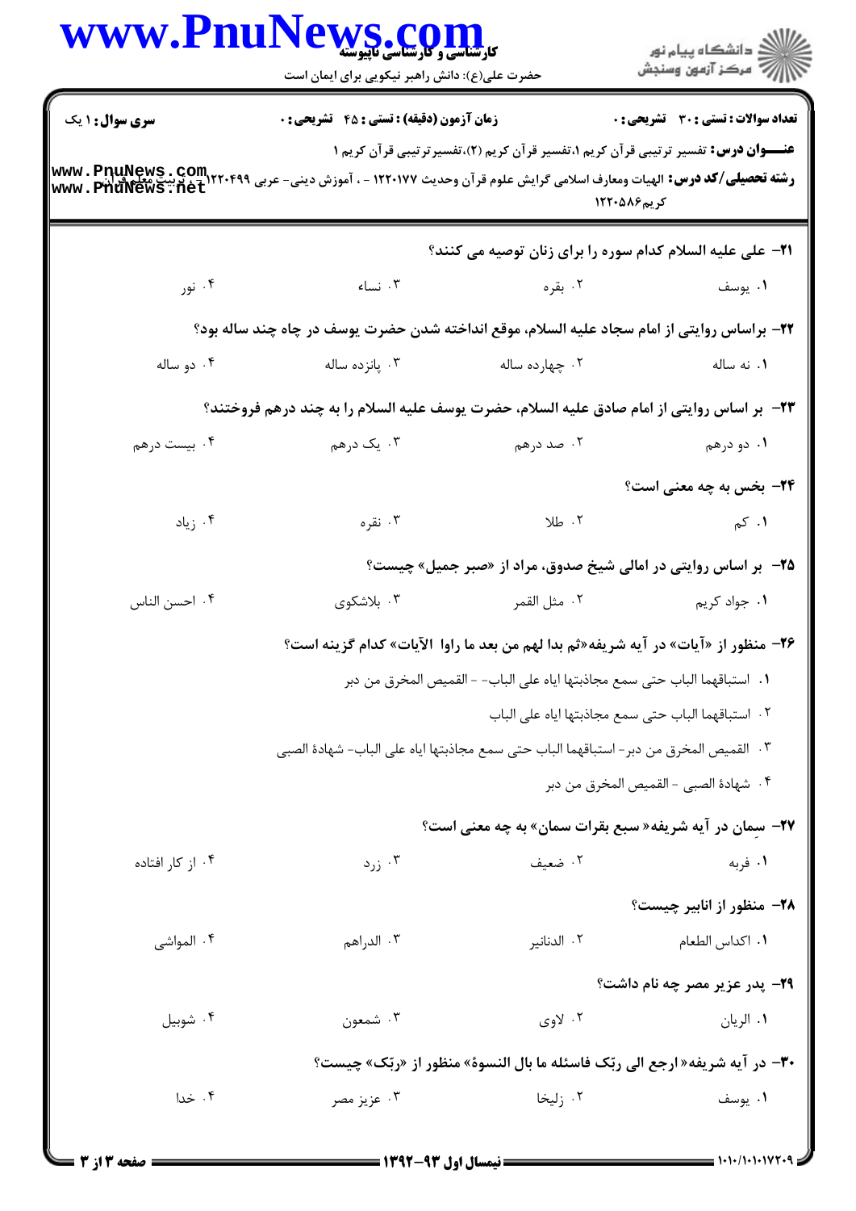**سری سوال:** ۱ یک | **زمان آزمون (دقیقه) : تستی : ۴۵ تشریحی : ۰** | **تعداد سوالات : تستی : ۳۰ تشریحی : ۰**

**عنـــوان درس:** تفسیر ترتیبی قرآن کریم ۱،تفسیر قرآن کریم (۲)،تفسیرترتیبی قرآن کریم ۱

**رشته تحصیلی/کد درس:** الهیات ومعارف اسلامی گرایش علوم قرآن وحدیث ۱۲۲۰۱۷۷ - ، آموزش دینی- عربی ۱۲۲۰۴۹۹ - ، تربیت معلم قرآن کریم۱۲۲۰۵۸۶

**۲۱- علی علیه السلام کدام سوره را برای زنان توصیه می کنند؟**

۱. یوسف
۲. بقره
۳. نساء
۴. نور

**۲۲- براساس روایتی از امام سجاد علیه السلام، موقع انداخته شدن حضرت یوسف در چاه چند ساله بود؟**

۱. نه ساله
۲. چهارده ساله
۳. پانزده ساله
۴. دو ساله

**۲۳- بر اساس روایتی از امام صادق علیه السلام، حضرت یوسف علیه السلام را به چند درهم فروختند؟**

۱. دو درهم
۲. صد درهم
۳. یک درهم
۴. بیست درهم

**۲۴- بخس به چه معنی است؟**

۱. کم
۲. طلا
۳. نقره
۴. زیاد

**۲۵- بر اساس روایتی در امالی شیخ صدوق، مراد از «صبر جمیل» چیست؟**

۱. جواد کریم
۲. مثل القمر
۳. بلاشکوی
۴. احسن الناس

**۲۶- منظور از «آیات» در آیه شریفه«ثم بدا لهم من بعد ما راوا الآیات» کدام گزینه است؟**

۱. استباقهما الباب حتی سمع مجاذبتها ایاه علی الباب- - القمیص المخرق من دبر
۲. استباقهما الباب حتی سمع مجاذبتها ایاه علی الباب
۳. القمیص المخرق من دبر- استباقهما الباب حتی سمع مجاذبتها ایاه علی الباب- شهادة الصبی
۴. شهادة الصبی - القمیص المخرق من دبر

**۲۷- سِمان در آیه شریفه« سبع بقرات سمان» به چه معنی است؟**

۱. فربه
۲. ضعیف
۳. زرد
۴. از کار افتاده

**۲۸- منظور از انابیر چیست؟**

۱. اکداس الطعام
۲. الدنانیر
۳. الدراهم
۴. المواشی

**۲۹- پدر عزیز مصر چه نام داشت؟**

۱. الریان
۲. لاوی
۳. شمعون
۴. شوبیل

**۳۰- در آیه شریفه« ارجع الی ربّک فاسئله ما بال النسوة» منظور از «ربّک» چیست؟**

۱. یوسف
۲. زلیخا
۳. عزیز مصر
۴. خدا